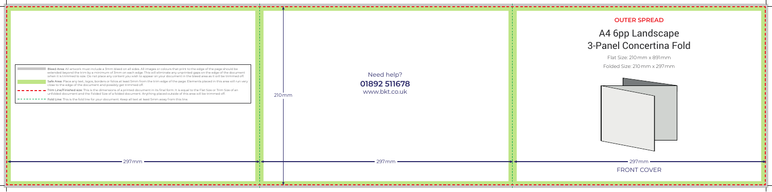Bleed Area: All artwork must include a 3mm bleed on all sides. All images or colours that print to the edge of the page should be extended beyond the trim by a minimum of 3mm on each edge. This will eliminate any unprinted gaps on the edge of the document when it is trimmed to size. Do not place any content you wish to appear on your document in the bleed area as it will be trimmed off.

Safe Area: Place any text, logos, borders or folios at least 5mm from the trim edge of the page. Elements placed in this area will run very close to the edge of the document and possibly get trimmed off.

Trim Line/Finished size: This is the dimensions of a printed document in its final form. It is equal to the Flat Size or Trim Size of an unfolded document and the Folded Size of a folded document. Anything placed outside of this area will be trimmed off.

Fold Line: This is the fold line for your document. Keep all text at least 5mm away from this line.

297mm

Need help?

**01892 511678**

www.bkt.co.uk

210mm

297mm

**OUTER SPREAD**

# A4 6pp Landscape 3-Panel Concertina Fold

Flat Size: 210mm x 891mm

Folded Size: 210mm x 297mm

297mm

FRONT COVER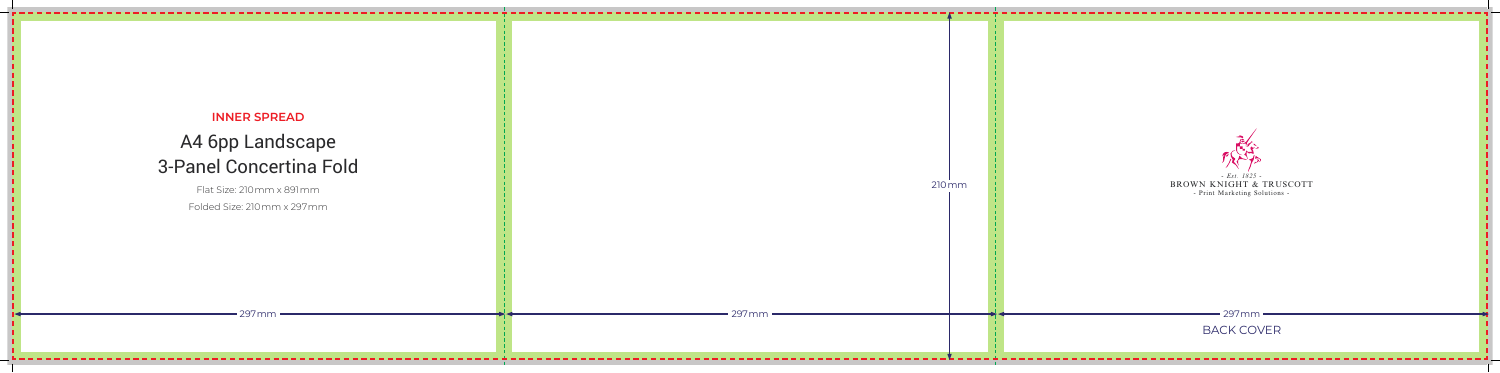**INNER SPREAD**

A4 6pp Landscape
3-Panel Concertina Fold

Flat Size: 210mm x 891mm

Folded Size: 210mm x 297mm

297mm

297mm

210mm

- Est. 1825 -
BROWN KNIGHT & TRUSCOTT
- Print Marketing Solutions -

297mm

BACK COVER